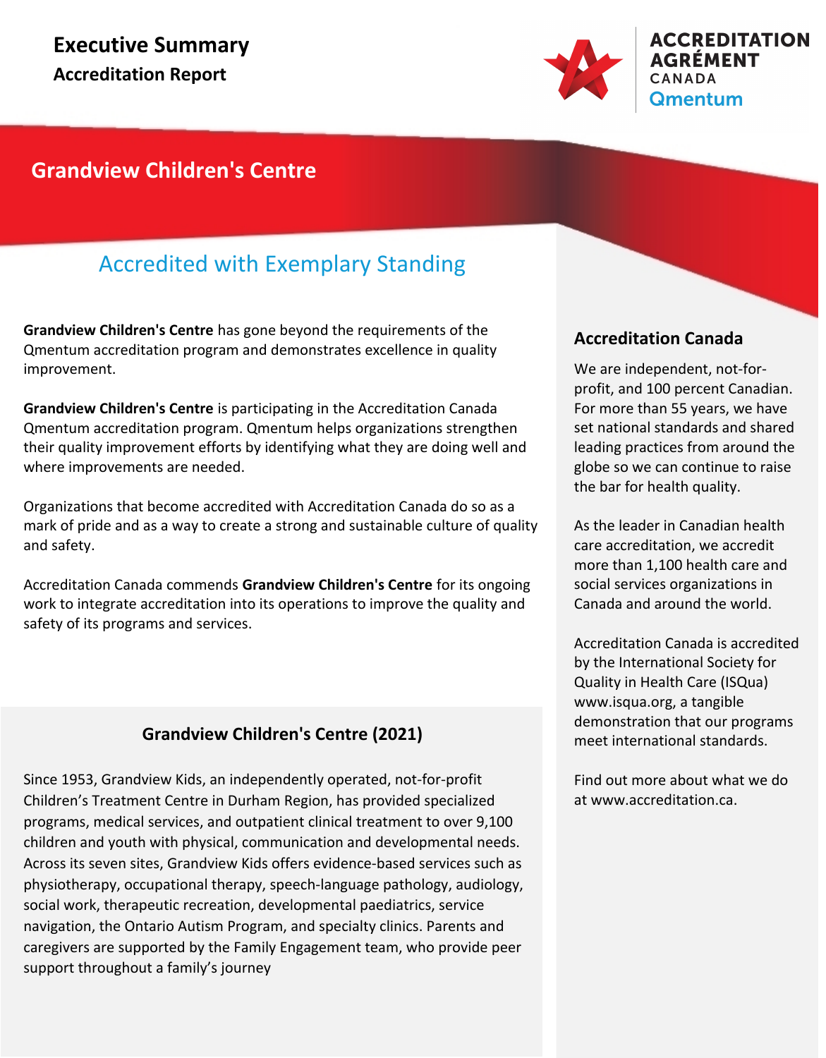# Executive Summary

## Accreditation Report

ACCREDITATION
AGRÉMENT
CANADA
Qmentum

# Grandview Children's Centre

## Accredited with Exemplary Standing

**Grandview Children's Centre** has gone beyond the requirements of the Qmentum accreditation program and demonstrates excellence in quality improvement.

**Grandview Children's Centre** is participating in the Accreditation Canada Qmentum accreditation program. Qmentum helps organizations strengthen their quality improvement efforts by identifying what they are doing well and where improvements are needed.

Organizations that become accredited with Accreditation Canada do so as a mark of pride and as a way to create a strong and sustainable culture of quality and safety.

Accreditation Canada commends **Grandview Children's Centre** for its ongoing work to integrate accreditation into its operations to improve the quality and safety of its programs and services.

### Grandview Children's Centre (2021)

Since 1953, Grandview Kids, an independently operated, not-for-profit Children's Treatment Centre in Durham Region, has provided specialized programs, medical services, and outpatient clinical treatment to over 9,100 children and youth with physical, communication and developmental needs. Across its seven sites, Grandview Kids offers evidence-based services such as physiotherapy, occupational therapy, speech-language pathology, audiology, social work, therapeutic recreation, developmental paediatrics, service navigation, the Ontario Autism Program, and specialty clinics. Parents and caregivers are supported by the Family Engagement team, who provide peer support throughout a family's journey

### Accreditation Canada

We are independent, not-for-profit, and 100 percent Canadian. For more than 55 years, we have set national standards and shared leading practices from around the globe so we can continue to raise the bar for health quality.

As the leader in Canadian health care accreditation, we accredit more than 1,100 health care and social services organizations in Canada and around the world.

Accreditation Canada is accredited by the International Society for Quality in Health Care (ISQua) www.isqua.org, a tangible demonstration that our programs meet international standards.

Find out more about what we do at www.accreditation.ca.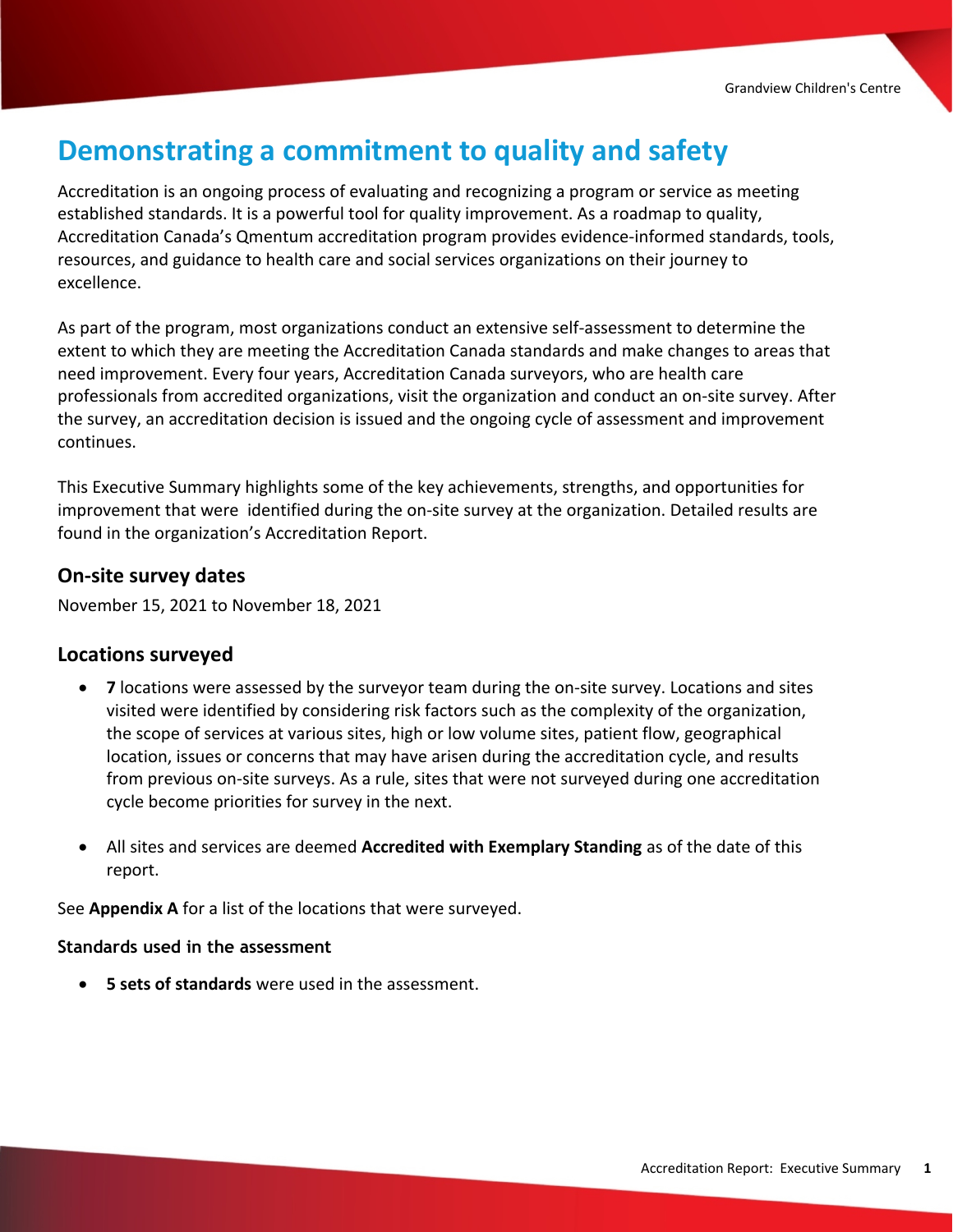# Demonstrating a commitment to quality and safety

Accreditation is an ongoing process of evaluating and recognizing a program or service as meeting established standards. It is a powerful tool for quality improvement. As a roadmap to quality, Accreditation Canada's Qmentum accreditation program provides evidence-informed standards, tools, resources, and guidance to health care and social services organizations on their journey to excellence.

As part of the program, most organizations conduct an extensive self-assessment to determine the extent to which they are meeting the Accreditation Canada standards and make changes to areas that need improvement. Every four years, Accreditation Canada surveyors, who are health care professionals from accredited organizations, visit the organization and conduct an on-site survey. After the survey, an accreditation decision is issued and the ongoing cycle of assessment and improvement continues.

This Executive Summary highlights some of the key achievements, strengths, and opportunities for improvement that were identified during the on-site survey at the organization. Detailed results are found in the organization's Accreditation Report.

## On-site survey dates

November 15, 2021 to November 18, 2021

## Locations surveyed

- **7** locations were assessed by the surveyor team during the on-site survey. Locations and sites visited were identified by considering risk factors such as the complexity of the organization, the scope of services at various sites, high or low volume sites, patient flow, geographical location, issues or concerns that may have arisen during the accreditation cycle, and results from previous on-site surveys. As a rule, sites that were not surveyed during one accreditation cycle become priorities for survey in the next.

- All sites and services are deemed **Accredited with Exemplary Standing** as of the date of this report.

See **Appendix A** for a list of the locations that were surveyed.

### Standards used in the assessment

- **5 sets of standards** were used in the assessment.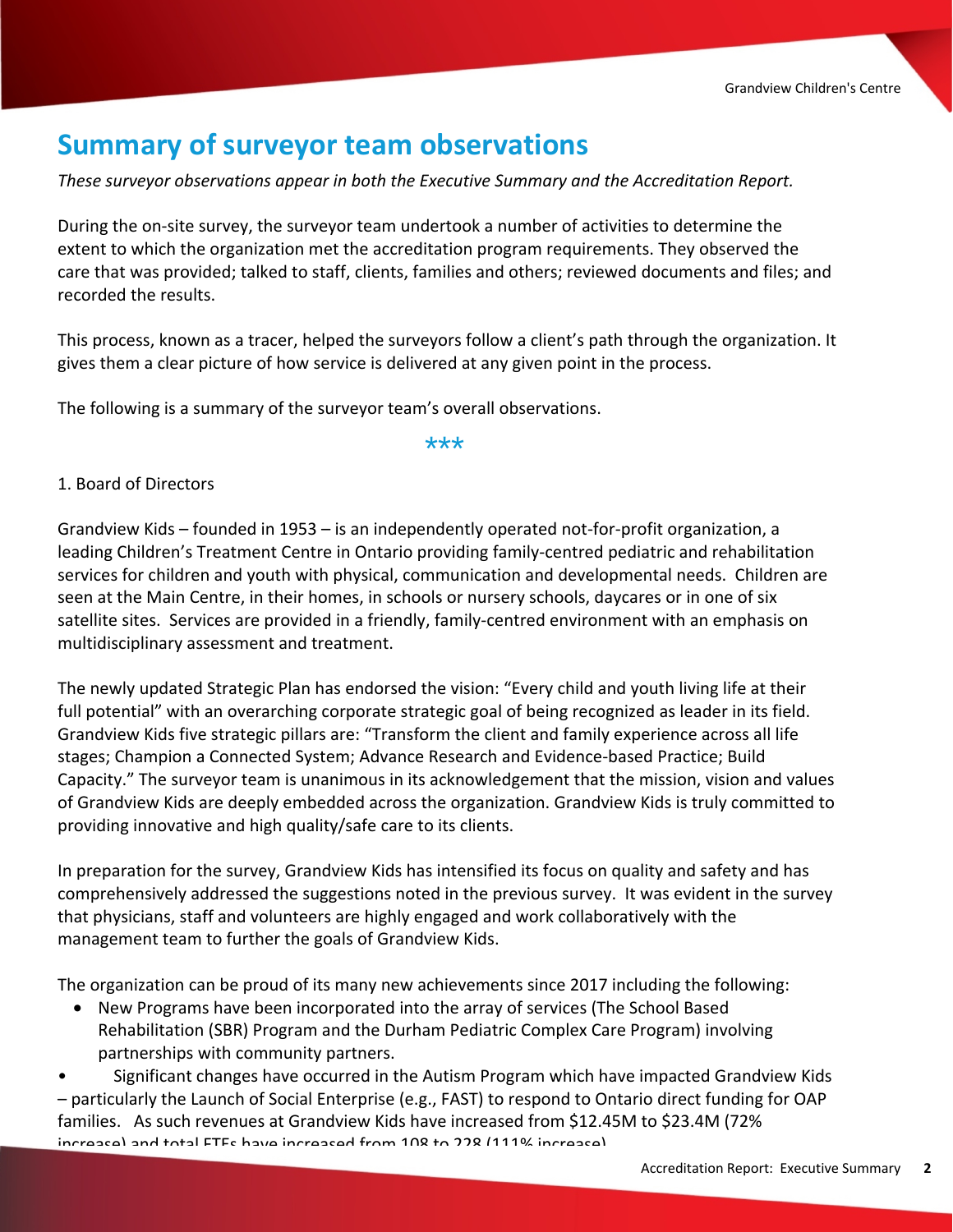# Summary of surveyor team observations

*These surveyor observations appear in both the Executive Summary and the Accreditation Report.*

During the on-site survey, the surveyor team undertook a number of activities to determine the extent to which the organization met the accreditation program requirements. They observed the care that was provided; talked to staff, clients, families and others; reviewed documents and files; and recorded the results.

This process, known as a tracer, helped the surveyors follow a client's path through the organization. It gives them a clear picture of how service is delivered at any given point in the process.

The following is a summary of the surveyor team's overall observations.

\*\*\*

1. Board of Directors

Grandview Kids – founded in 1953 – is an independently operated not-for-profit organization, a leading Children's Treatment Centre in Ontario providing family-centred pediatric and rehabilitation services for children and youth with physical, communication and developmental needs. Children are seen at the Main Centre, in their homes, in schools or nursery schools, daycares or in one of six satellite sites. Services are provided in a friendly, family-centred environment with an emphasis on multidisciplinary assessment and treatment.

The newly updated Strategic Plan has endorsed the vision: "Every child and youth living life at their full potential" with an overarching corporate strategic goal of being recognized as leader in its field. Grandview Kids five strategic pillars are: "Transform the client and family experience across all life stages; Champion a Connected System; Advance Research and Evidence-based Practice; Build Capacity." The surveyor team is unanimous in its acknowledgement that the mission, vision and values of Grandview Kids are deeply embedded across the organization. Grandview Kids is truly committed to providing innovative and high quality/safe care to its clients.

In preparation for the survey, Grandview Kids has intensified its focus on quality and safety and has comprehensively addressed the suggestions noted in the previous survey. It was evident in the survey that physicians, staff and volunteers are highly engaged and work collaboratively with the management team to further the goals of Grandview Kids.

The organization can be proud of its many new achievements since 2017 including the following:

- New Programs have been incorporated into the array of services (The School Based Rehabilitation (SBR) Program and the Durham Pediatric Complex Care Program) involving partnerships with community partners.
- Significant changes have occurred in the Autism Program which have impacted Grandview Kids – particularly the Launch of Social Enterprise (e.g., FAST) to respond to Ontario direct funding for OAP families. As such revenues at Grandview Kids have increased from $12.45M to $23.4M (72% increase) and total FTEs have increased from 108 to 228 (111% increase)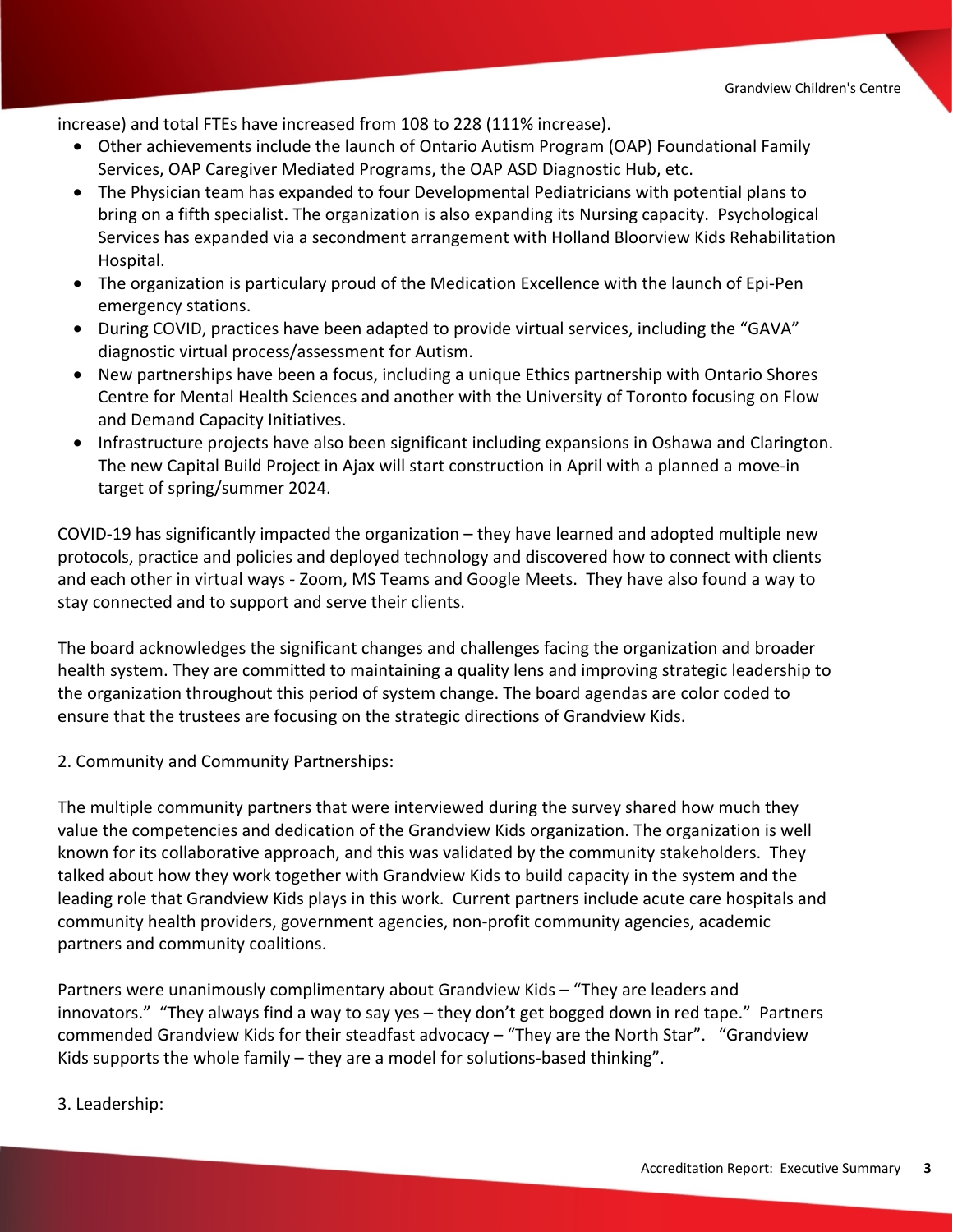increase) and total FTEs have increased from 108 to 228 (111% increase).

- Other achievements include the launch of Ontario Autism Program (OAP) Foundational Family Services, OAP Caregiver Mediated Programs, the OAP ASD Diagnostic Hub, etc.
- The Physician team has expanded to four Developmental Pediatricians with potential plans to bring on a fifth specialist. The organization is also expanding its Nursing capacity. Psychological Services has expanded via a secondment arrangement with Holland Bloorview Kids Rehabilitation Hospital.
- The organization is particulary proud of the Medication Excellence with the launch of Epi-Pen emergency stations.
- During COVID, practices have been adapted to provide virtual services, including the "GAVA" diagnostic virtual process/assessment for Autism.
- New partnerships have been a focus, including a unique Ethics partnership with Ontario Shores Centre for Mental Health Sciences and another with the University of Toronto focusing on Flow and Demand Capacity Initiatives.
- Infrastructure projects have also been significant including expansions in Oshawa and Clarington. The new Capital Build Project in Ajax will start construction in April with a planned a move-in target of spring/summer 2024.

COVID-19 has significantly impacted the organization – they have learned and adopted multiple new protocols, practice and policies and deployed technology and discovered how to connect with clients and each other in virtual ways - Zoom, MS Teams and Google Meets. They have also found a way to stay connected and to support and serve their clients.

The board acknowledges the significant changes and challenges facing the organization and broader health system. They are committed to maintaining a quality lens and improving strategic leadership to the organization throughout this period of system change. The board agendas are color coded to ensure that the trustees are focusing on the strategic directions of Grandview Kids.

2. Community and Community Partnerships:

The multiple community partners that were interviewed during the survey shared how much they value the competencies and dedication of the Grandview Kids organization. The organization is well known for its collaborative approach, and this was validated by the community stakeholders. They talked about how they work together with Grandview Kids to build capacity in the system and the leading role that Grandview Kids plays in this work. Current partners include acute care hospitals and community health providers, government agencies, non-profit community agencies, academic partners and community coalitions.

Partners were unanimously complimentary about Grandview Kids – "They are leaders and innovators." "They always find a way to say yes – they don't get bogged down in red tape." Partners commended Grandview Kids for their steadfast advocacy – "They are the North Star". "Grandview Kids supports the whole family – they are a model for solutions-based thinking".

3. Leadership: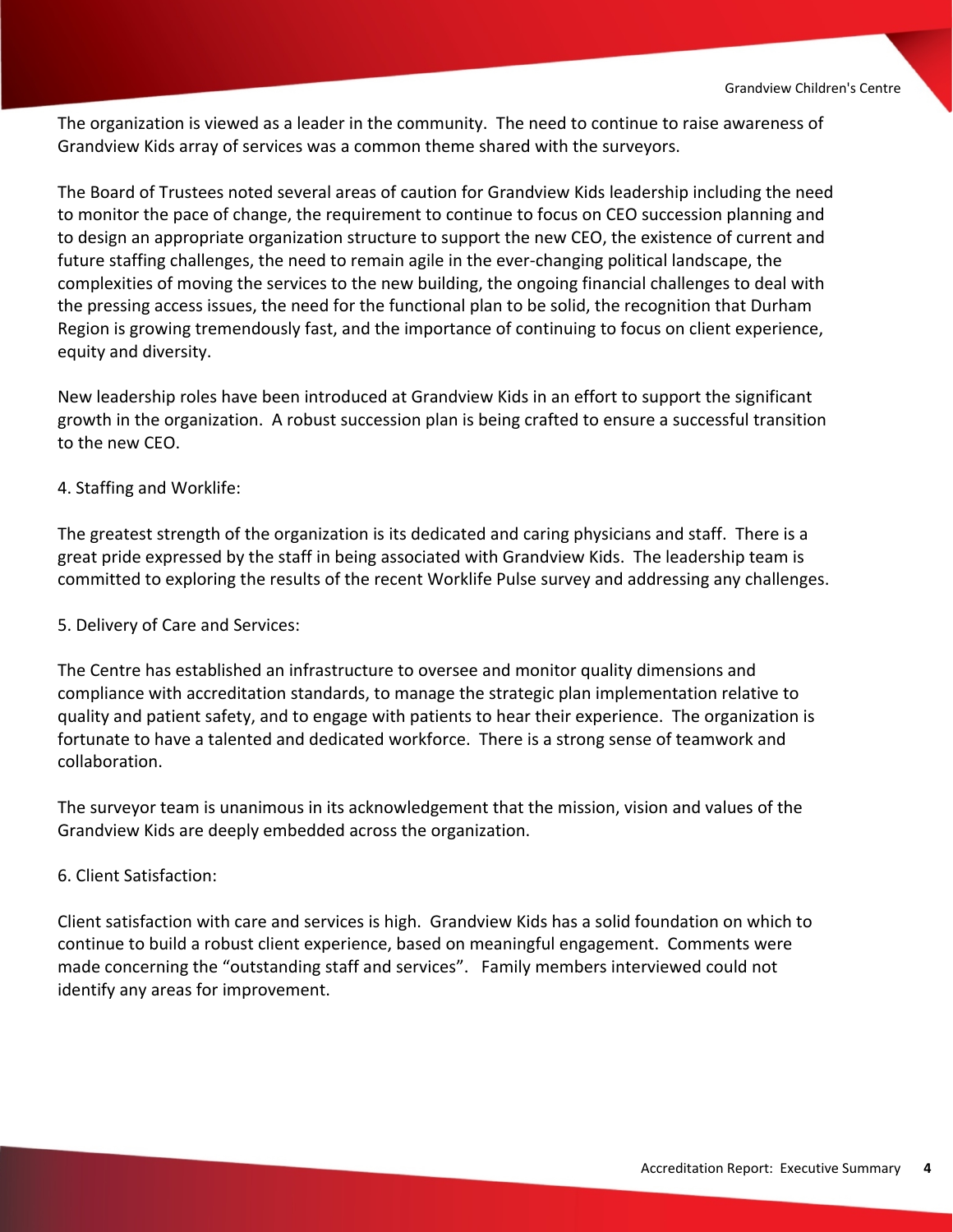The organization is viewed as a leader in the community. The need to continue to raise awareness of Grandview Kids array of services was a common theme shared with the surveyors.

The Board of Trustees noted several areas of caution for Grandview Kids leadership including the need to monitor the pace of change, the requirement to continue to focus on CEO succession planning and to design an appropriate organization structure to support the new CEO, the existence of current and future staffing challenges, the need to remain agile in the ever-changing political landscape, the complexities of moving the services to the new building, the ongoing financial challenges to deal with the pressing access issues, the need for the functional plan to be solid, the recognition that Durham Region is growing tremendously fast, and the importance of continuing to focus on client experience, equity and diversity.

New leadership roles have been introduced at Grandview Kids in an effort to support the significant growth in the organization. A robust succession plan is being crafted to ensure a successful transition to the new CEO.

4. Staffing and Worklife:

The greatest strength of the organization is its dedicated and caring physicians and staff. There is a great pride expressed by the staff in being associated with Grandview Kids. The leadership team is committed to exploring the results of the recent Worklife Pulse survey and addressing any challenges.

5. Delivery of Care and Services:

The Centre has established an infrastructure to oversee and monitor quality dimensions and compliance with accreditation standards, to manage the strategic plan implementation relative to quality and patient safety, and to engage with patients to hear their experience. The organization is fortunate to have a talented and dedicated workforce. There is a strong sense of teamwork and collaboration.

The surveyor team is unanimous in its acknowledgement that the mission, vision and values of the Grandview Kids are deeply embedded across the organization.

6. Client Satisfaction:

Client satisfaction with care and services is high. Grandview Kids has a solid foundation on which to continue to build a robust client experience, based on meaningful engagement. Comments were made concerning the "outstanding staff and services". Family members interviewed could not identify any areas for improvement.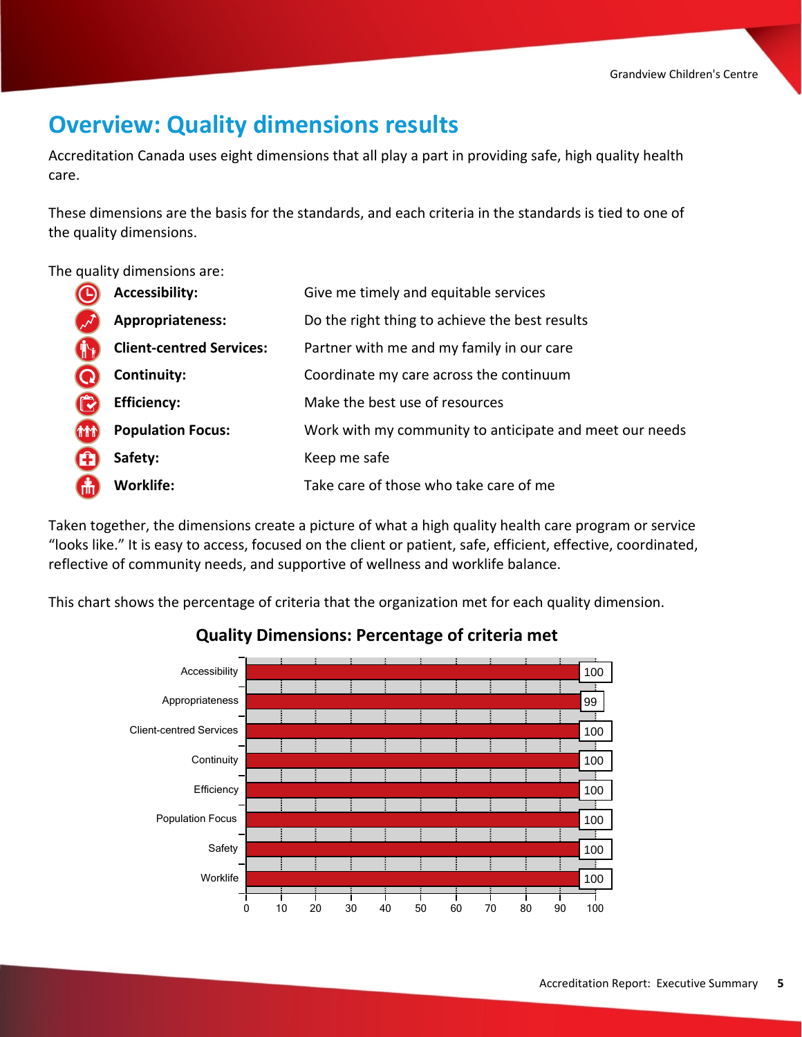# Overview: Quality dimensions results

Accreditation Canada uses eight dimensions that all play a part in providing safe, high quality health care.

These dimensions are the basis for the standards, and each criteria in the standards is tied to one of the quality dimensions.

The quality dimensions are:

| | |
|---|---|
| **Accessibility:** | Give me timely and equitable services |
| **Appropriateness:** | Do the right thing to achieve the best results |
| **Client-centred Services:** | Partner with me and my family in our care |
| **Continuity:** | Coordinate my care across the continuum |
| **Efficiency:** | Make the best use of resources |
| **Population Focus:** | Work with my community to anticipate and meet our needs |
| **Safety:** | Keep me safe |
| **Worklife:** | Take care of those who take care of me |

Taken together, the dimensions create a picture of what a high quality health care program or service "looks like." It is easy to access, focused on the client or patient, safe, efficient, effective, coordinated, reflective of community needs, and supportive of wellness and worklife balance.

This chart shows the percentage of criteria that the organization met for each quality dimension.

**Quality Dimensions: Percentage of criteria met**

| Quality Dimension | Percentage of criteria met |
|---|---|
| Accessibility | 100 |
| Appropriateness | 99 |
| Client-centred Services | 100 |
| Continuity | 100 |
| Efficiency | 100 |
| Population Focus | 100 |
| Safety | 100 |
| Worklife | 100 |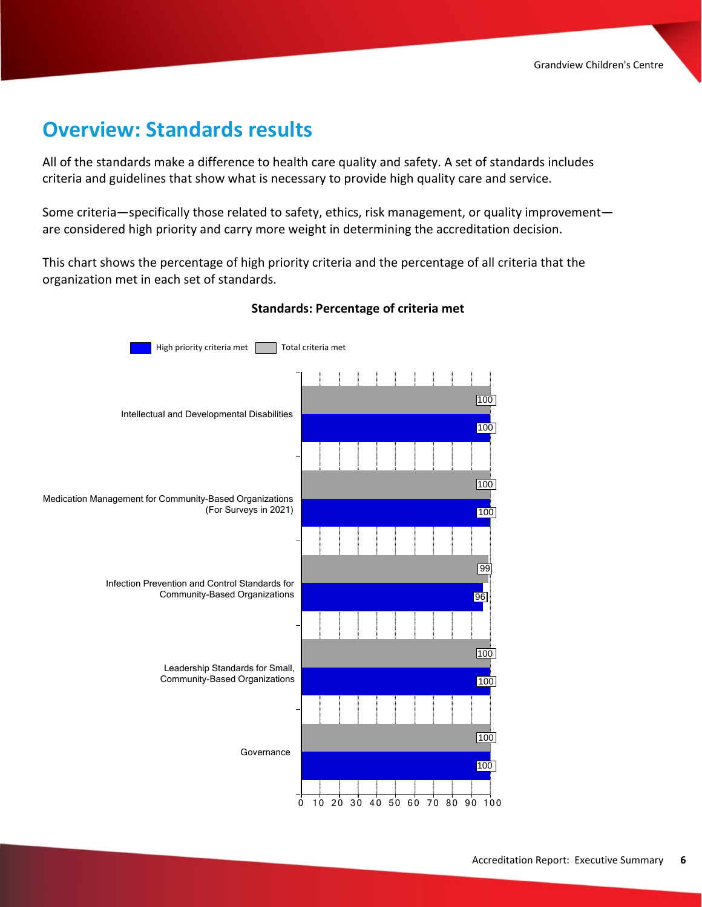# Overview: Standards results

All of the standards make a difference to health care quality and safety. A set of standards includes criteria and guidelines that show what is necessary to provide high quality care and service.

Some criteria—specifically those related to safety, ethics, risk management, or quality improvement—are considered high priority and carry more weight in determining the accreditation decision.

This chart shows the percentage of high priority criteria and the percentage of all criteria that the organization met in each set of standards.

**Standards: Percentage of criteria met**

| Standards | High priority criteria met | Total criteria met |
| --- | --- | --- |
| Intellectual and Developmental Disabilities | 100 | 100 |
| Medication Management for Community-Based Organizations (For Surveys in 2021) | 100 | 100 |
| Infection Prevention and Control Standards for Community-Based Organizations | 96 | 99 |
| Leadership Standards for Small, Community-Based Organizations | 100 | 100 |
| Governance | 100 | 100 |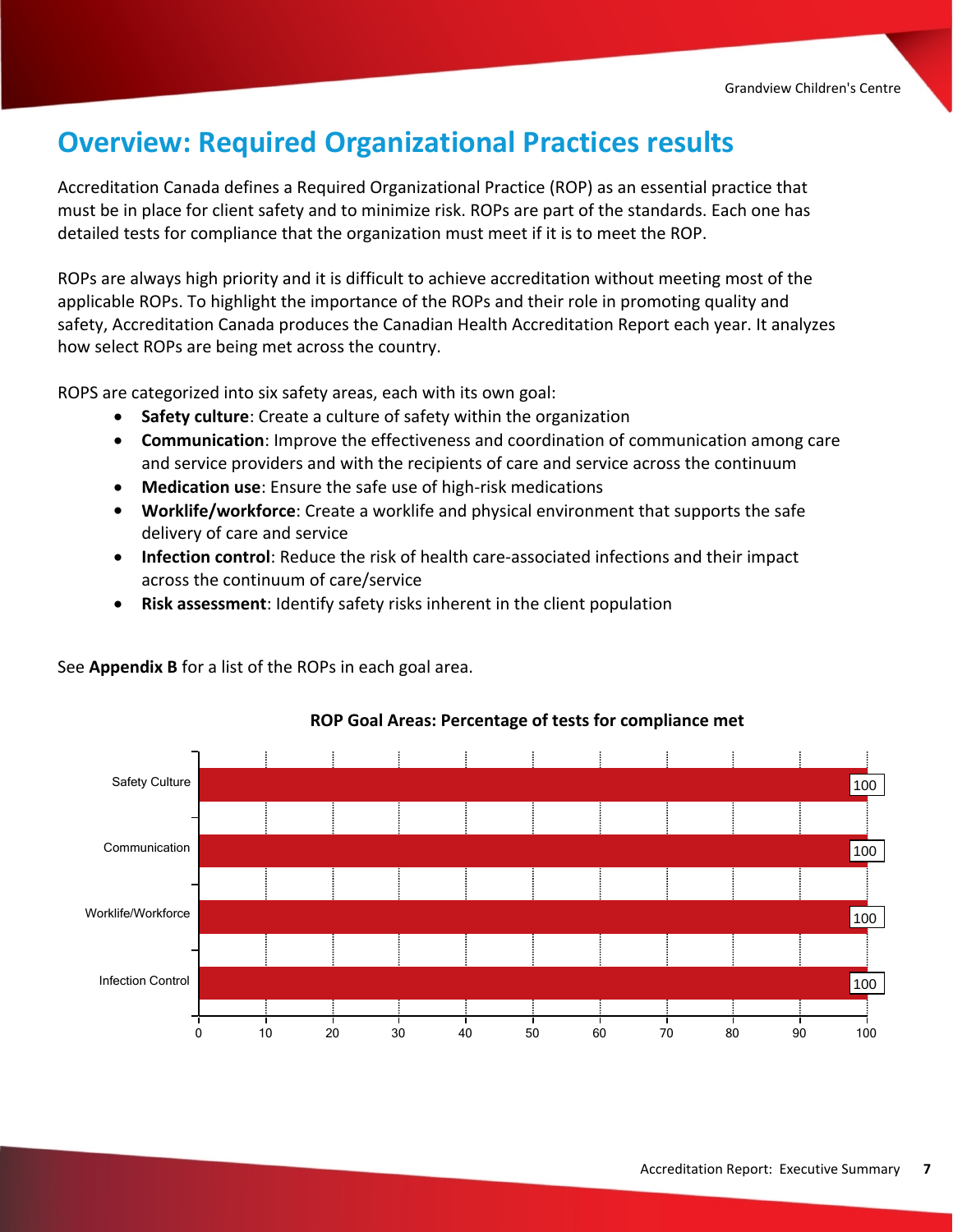## Overview: Required Organizational Practices results

Accreditation Canada defines a Required Organizational Practice (ROP) as an essential practice that must be in place for client safety and to minimize risk. ROPs are part of the standards. Each one has detailed tests for compliance that the organization must meet if it is to meet the ROP.

ROPs are always high priority and it is difficult to achieve accreditation without meeting most of the applicable ROPs. To highlight the importance of the ROPs and their role in promoting quality and safety, Accreditation Canada produces the Canadian Health Accreditation Report each year. It analyzes how select ROPs are being met across the country.

ROPS are categorized into six safety areas, each with its own goal:

- **Safety culture**: Create a culture of safety within the organization
- **Communication**: Improve the effectiveness and coordination of communication among care and service providers and with the recipients of care and service across the continuum
- **Medication use**: Ensure the safe use of high-risk medications
- **Worklife/workforce**: Create a worklife and physical environment that supports the safe delivery of care and service
- **Infection control**: Reduce the risk of health care-associated infections and their impact across the continuum of care/service
- **Risk assessment**: Identify safety risks inherent in the client population

See **Appendix B** for a list of the ROPs in each goal area.

**ROP Goal Areas: Percentage of tests for compliance met**

| ROP Goal Area | Percentage of tests for compliance met |
| --- | --- |
| Safety Culture | 100 |
| Communication | 100 |
| Worklife/Workforce | 100 |
| Infection Control | 100 |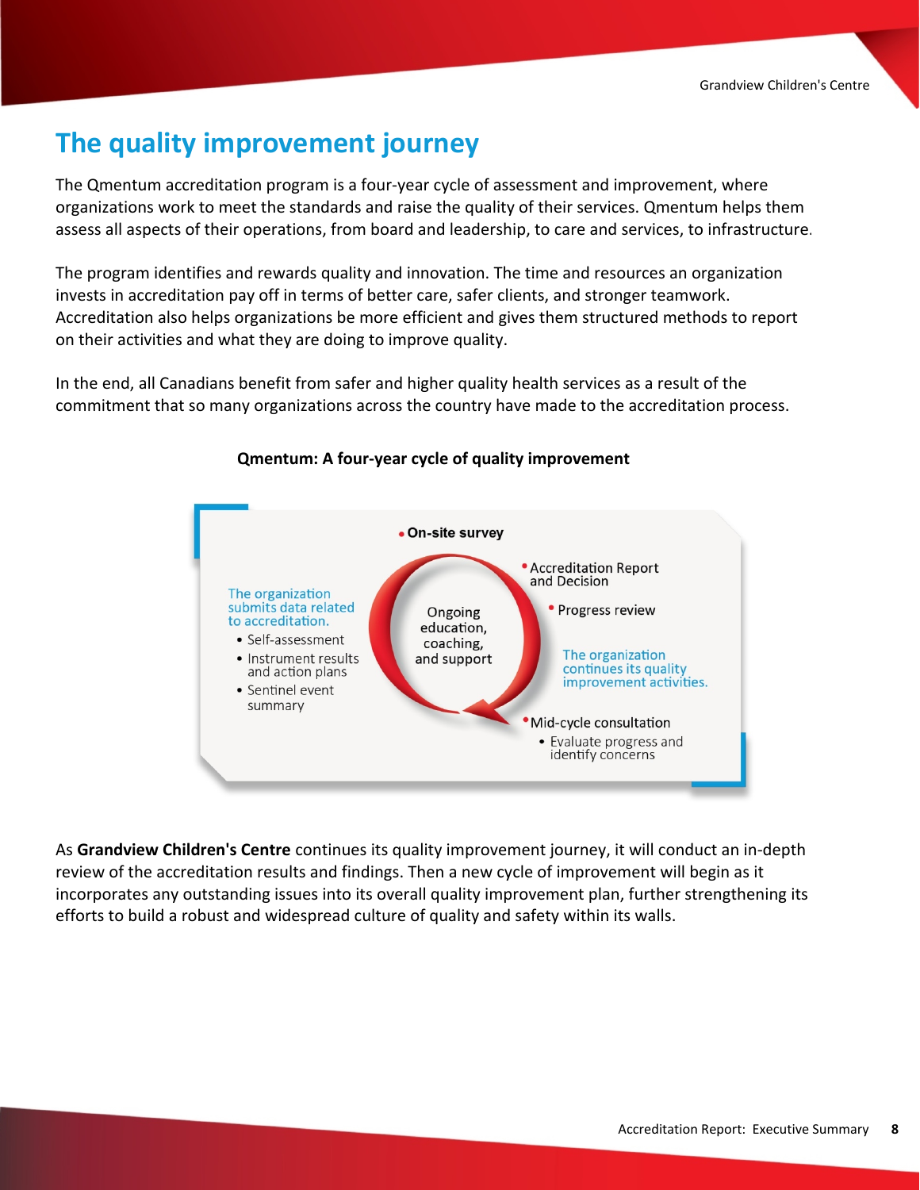# The quality improvement journey

The Qmentum accreditation program is a four-year cycle of assessment and improvement, where organizations work to meet the standards and raise the quality of their services. Qmentum helps them assess all aspects of their operations, from board and leadership, to care and services, to infrastructure.

The program identifies and rewards quality and innovation. The time and resources an organization invests in accreditation pay off in terms of better care, safer clients, and stronger teamwork. Accreditation also helps organizations be more efficient and gives them structured methods to report on their activities and what they are doing to improve quality.

In the end, all Canadians benefit from safer and higher quality health services as a result of the commitment that so many organizations across the country have made to the accreditation process.

**Qmentum: A four-year cycle of quality improvement**

- On-site survey
- Accreditation Report and Decision
- Progress review

The organization continues its quality improvement activities.

- Mid-cycle consultation
  - Evaluate progress and identify concerns

The organization submits data related to accreditation.

- Self-assessment
- Instrument results and action plans
- Sentinel event summary

Ongoing education, coaching, and support

As **Grandview Children's Centre** continues its quality improvement journey, it will conduct an in-depth review of the accreditation results and findings. Then a new cycle of improvement will begin as it incorporates any outstanding issues into its overall quality improvement plan, further strengthening its efforts to build a robust and widespread culture of quality and safety within its walls.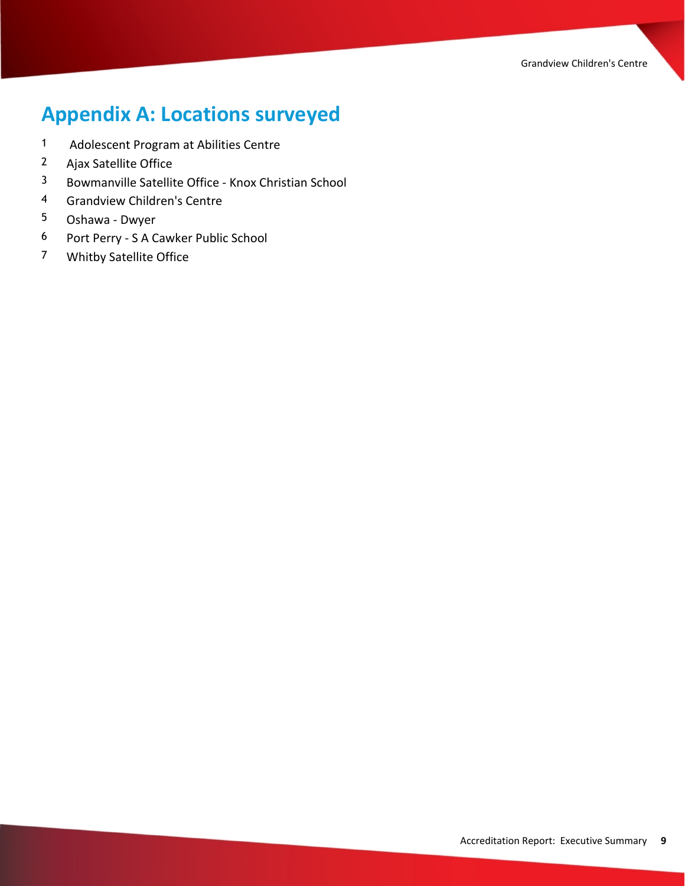# Appendix A: Locations surveyed

1. Adolescent Program at Abilities Centre
2. Ajax Satellite Office
3. Bowmanville Satellite Office - Knox Christian School
4. Grandview Children's Centre
5. Oshawa - Dwyer
6. Port Perry - S A Cawker Public School
7. Whitby Satellite Office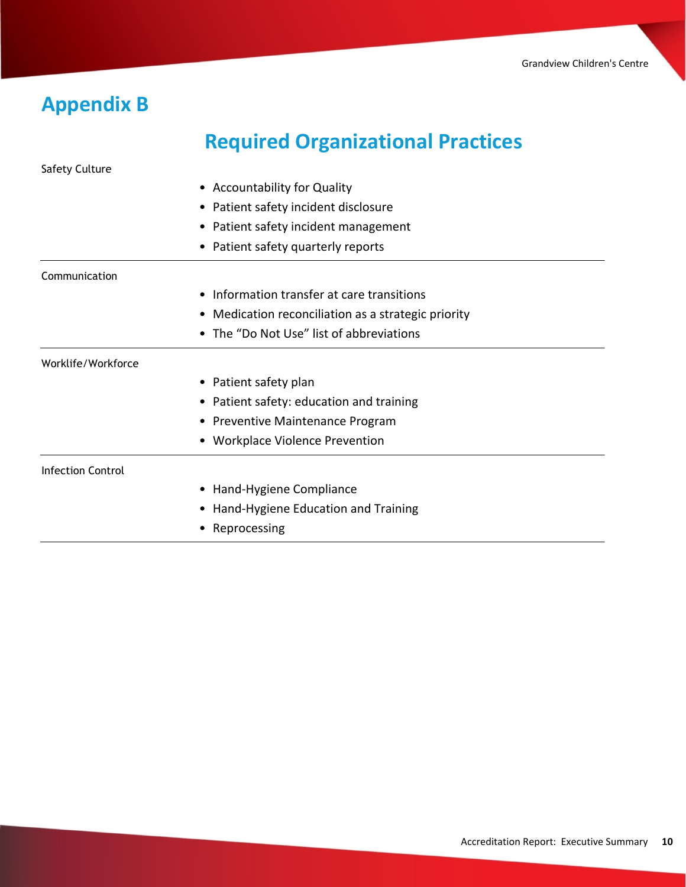# Appendix B

## Required Organizational Practices

| | |
|---|---|
| Safety Culture | • Accountability for Quality<br>• Patient safety incident disclosure<br>• Patient safety incident management<br>• Patient safety quarterly reports |
| Communication | • Information transfer at care transitions<br>• Medication reconciliation as a strategic priority<br>• The "Do Not Use" list of abbreviations |
| Worklife/Workforce | • Patient safety plan<br>• Patient safety: education and training<br>• Preventive Maintenance Program<br>• Workplace Violence Prevention |
| Infection Control | • Hand-Hygiene Compliance<br>• Hand-Hygiene Education and Training<br>• Reprocessing |